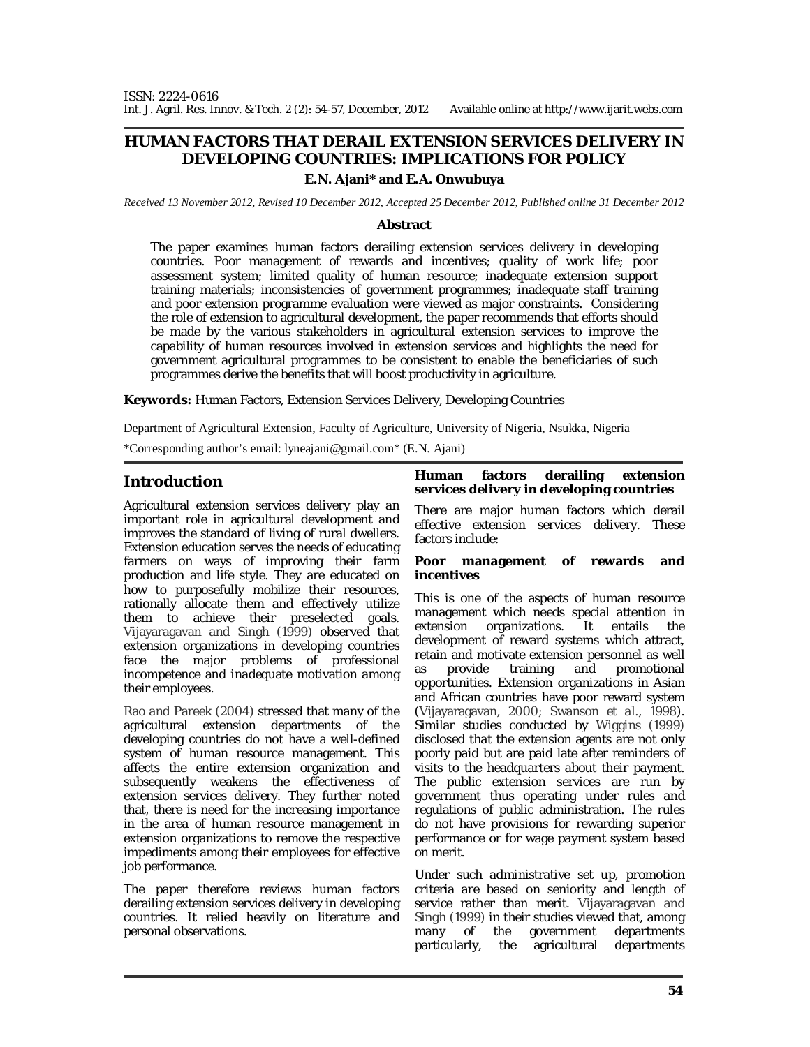ISSN: 2224-0616
Int. J. Agril. Res. Innov. & Tech. 2 (2): 54-57, December, 2012 Available online at http://www.ijarit.webs.com

# HUMAN FACTORS THAT DERAIL EXTENSION SERVICES DELIVERY IN DEVELOPING COUNTRIES: IMPLICATIONS FOR POLICY

**E.N. Ajani* and E.A. Onwubuya**

*Received 13 November 2012, Revised 10 December 2012, Accepted 25 December 2012, Published online 31 December 2012*

## Abstract

The paper examines human factors derailing extension services delivery in developing countries. Poor management of rewards and incentives; quality of work life; poor assessment system; limited quality of human resource; inadequate extension support training materials; inconsistencies of government programmes; inadequate staff training and poor extension programme evaluation were viewed as major constraints. Considering the role of extension to agricultural development, the paper recommends that efforts should be made by the various stakeholders in agricultural extension services to improve the capability of human resources involved in extension services and highlights the need for government agricultural programmes to be consistent to enable the beneficiaries of such programmes derive the benefits that will boost productivity in agriculture.

**Keywords:** Human Factors, Extension Services Delivery, Developing Countries

Department of Agricultural Extension, Faculty of Agriculture, University of Nigeria, Nsukka, Nigeria

*Corresponding author's email: lyneajani@gmail.com* (E.N. Ajani)

## Introduction

Agricultural extension services delivery play an important role in agricultural development and improves the standard of living of rural dwellers. Extension education serves the needs of educating farmers on ways of improving their farm production and life style. They are educated on how to purposefully mobilize their resources, rationally allocate them and effectively utilize them to achieve their preselected goals. Vijayaragavan and Singh (1999) observed that extension organizations in developing countries face the major problems of professional incompetence and inadequate motivation among their employees.

Rao and Pareek (2004) stressed that many of the agricultural extension departments of the developing countries do not have a well-defined system of human resource management. This affects the entire extension organization and subsequently weakens the effectiveness of extension services delivery. They further noted that, there is need for the increasing importance in the area of human resource management in extension organizations to remove the respective impediments among their employees for effective job performance.

The paper therefore reviews human factors derailing extension services delivery in developing countries. It relied heavily on literature and personal observations.

## Human factors derailing extension services delivery in developing countries

There are major human factors which derail effective extension services delivery. These factors include:

### Poor management of rewards and incentives

This is one of the aspects of human resource management which needs special attention in extension organizations. It entails the development of reward systems which attract, retain and motivate extension personnel as well as provide training and promotional opportunities. Extension organizations in Asian and African countries have poor reward system (Vijayaragavan, 2000; Swanson et al., 1998). Similar studies conducted by Wiggins (1999) disclosed that the extension agents are not only poorly paid but are paid late after reminders of visits to the headquarters about their payment. The public extension services are run by government thus operating under rules and regulations of public administration. The rules do not have provisions for rewarding superior performance or for wage payment system based on merit.

Under such administrative set up, promotion criteria are based on seniority and length of service rather than merit. Vijayaragavan and Singh (1999) in their studies viewed that, among many of the government departments particularly, the agricultural departments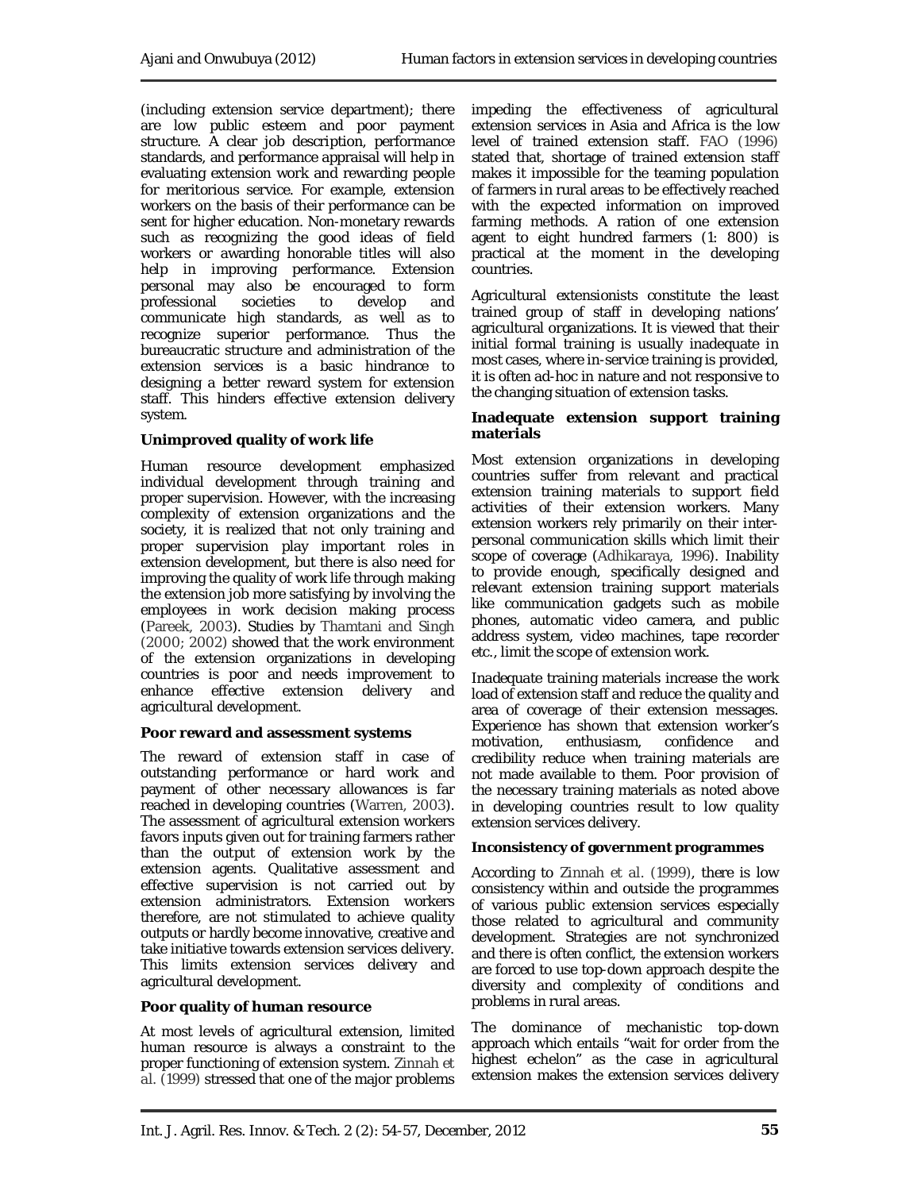(including extension service department); there are low public esteem and poor payment structure. A clear job description, performance standards, and performance appraisal will help in evaluating extension work and rewarding people for meritorious service. For example, extension workers on the basis of their performance can be sent for higher education. Non-monetary rewards such as recognizing the good ideas of field workers or awarding honorable titles will also help in improving performance. Extension personal may also be encouraged to form professional societies to develop and communicate high standards, as well as to recognize superior performance. Thus the bureaucratic structure and administration of the extension services is a basic hindrance to designing a better reward system for extension staff. This hinders effective extension delivery system.

**Unimproved quality of work life**

Human resource development emphasized individual development through training and proper supervision. However, with the increasing complexity of extension organizations and the society, it is realized that not only training and proper supervision play important roles in extension development, but there is also need for improving the quality of work life through making the extension job more satisfying by involving the employees in work decision making process (Pareek, 2003). Studies by Thamtani and Singh (2000; 2002) showed that the work environment of the extension organizations in developing countries is poor and needs improvement to enhance effective extension delivery and agricultural development.

**Poor reward and assessment systems**

The reward of extension staff in case of outstanding performance or hard work and payment of other necessary allowances is far reached in developing countries (Warren, 2003). The assessment of agricultural extension workers favors inputs given out for training farmers rather than the output of extension work by the extension agents. Qualitative assessment and effective supervision is not carried out by extension administrators. Extension workers therefore, are not stimulated to achieve quality outputs or hardly become innovative, creative and take initiative towards extension services delivery. This limits extension services delivery and agricultural development.

**Poor quality of human resource**

At most levels of agricultural extension, limited human resource is always a constraint to the proper functioning of extension system. Zinnah et al. (1999) stressed that one of the major problems impeding the effectiveness of agricultural extension services in Asia and Africa is the low level of trained extension staff. FAO (1996) stated that, shortage of trained extension staff makes it impossible for the teaming population of farmers in rural areas to be effectively reached with the expected information on improved farming methods. A ration of one extension agent to eight hundred farmers (1: 800) is practical at the moment in the developing countries.

Agricultural extensionists constitute the least trained group of staff in developing nations' agricultural organizations. It is viewed that their initial formal training is usually inadequate in most cases, where in-service training is provided, it is often ad-hoc in nature and not responsive to the changing situation of extension tasks.

**Inadequate extension support training materials**

Most extension organizations in developing countries suffer from relevant and practical extension training materials to support field activities of their extension workers. Many extension workers rely primarily on their inter-personal communication skills which limit their scope of coverage (Adhikaraya, 1996). Inability to provide enough, specifically designed and relevant extension training support materials like communication gadgets such as mobile phones, automatic video camera, and public address system, video machines, tape recorder etc., limit the scope of extension work.

Inadequate training materials increase the work load of extension staff and reduce the quality and area of coverage of their extension messages. Experience has shown that extension worker's motivation, enthusiasm, confidence and credibility reduce when training materials are not made available to them. Poor provision of the necessary training materials as noted above in developing countries result to low quality extension services delivery.

**Inconsistency of government programmes**

According to Zinnah et al. (1999), there is low consistency within and outside the programmes of various public extension services especially those related to agricultural and community development. Strategies are not synchronized and there is often conflict, the extension workers are forced to use top-down approach despite the diversity and complexity of conditions and problems in rural areas.

The dominance of mechanistic top-down approach which entails "wait for order from the highest echelon" as the case in agricultural extension makes the extension services delivery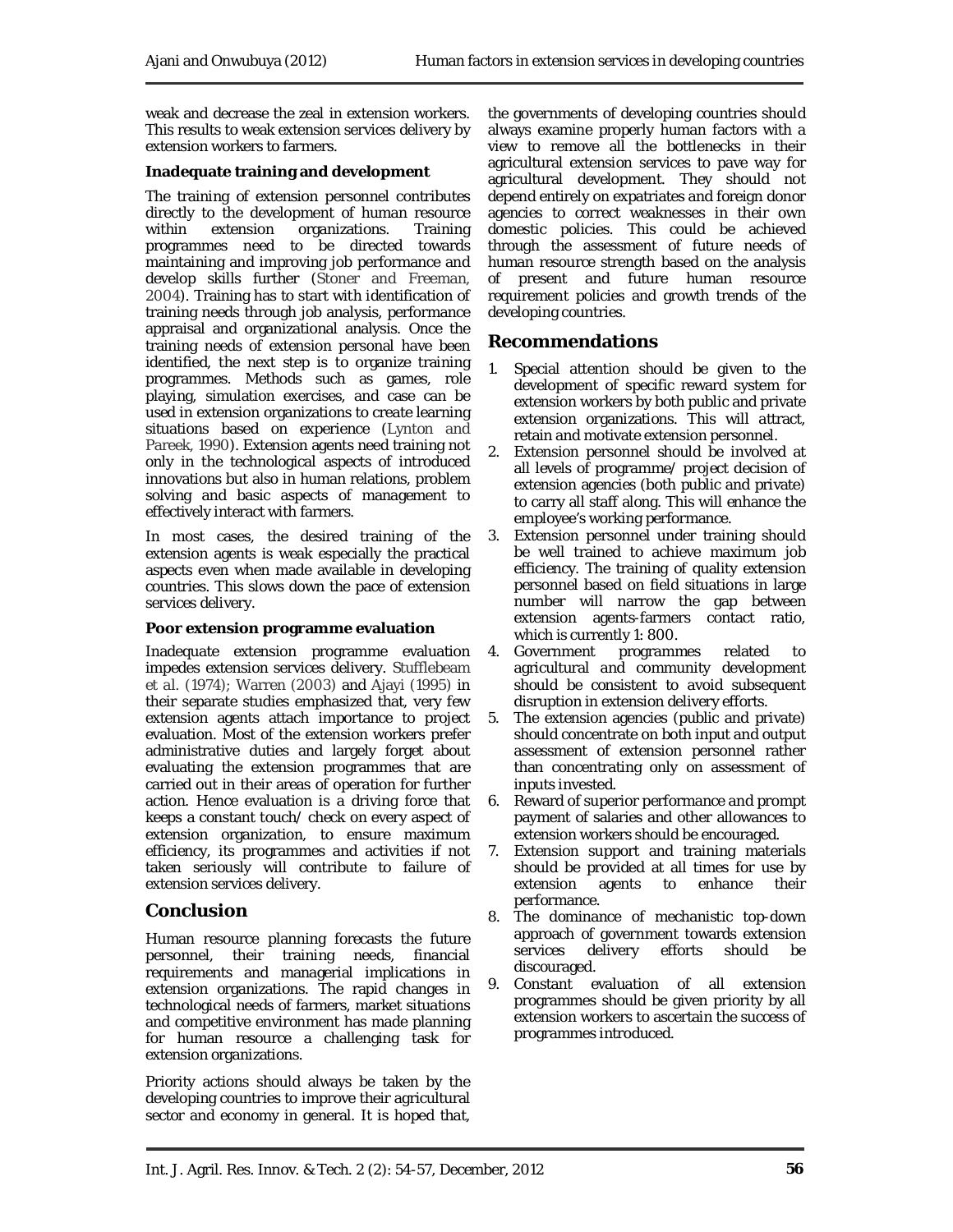weak and decrease the zeal in extension workers. This results to weak extension services delivery by extension workers to farmers.

**Inadequate training and development**

The training of extension personnel contributes directly to the development of human resource within extension organizations. Training programmes need to be directed towards maintaining and improving job performance and develop skills further (Stoner and Freeman, 2004). Training has to start with identification of training needs through job analysis, performance appraisal and organizational analysis. Once the training needs of extension personal have been identified, the next step is to organize training programmes. Methods such as games, role playing, simulation exercises, and case can be used in extension organizations to create learning situations based on experience (Lynton and Pareek, 1990). Extension agents need training not only in the technological aspects of introduced innovations but also in human relations, problem solving and basic aspects of management to effectively interact with farmers.

In most cases, the desired training of the extension agents is weak especially the practical aspects even when made available in developing countries. This slows down the pace of extension services delivery.

**Poor extension programme evaluation**

Inadequate extension programme evaluation impedes extension services delivery. Stufflebeam et al. (1974); Warren (2003) and Ajayi (1995) in their separate studies emphasized that, very few extension agents attach importance to project evaluation. Most of the extension workers prefer administrative duties and largely forget about evaluating the extension programmes that are carried out in their areas of operation for further action. Hence evaluation is a driving force that keeps a constant touch/ check on every aspect of extension organization, to ensure maximum efficiency, its programmes and activities if not taken seriously will contribute to failure of extension services delivery.

## Conclusion

Human resource planning forecasts the future personnel, their training needs, financial requirements and managerial implications in extension organizations. The rapid changes in technological needs of farmers, market situations and competitive environment has made planning for human resource a challenging task for extension organizations.

Priority actions should always be taken by the developing countries to improve their agricultural sector and economy in general. It is hoped that, the governments of developing countries should always examine properly human factors with a view to remove all the bottlenecks in their agricultural extension services to pave way for agricultural development. They should not depend entirely on expatriates and foreign donor agencies to correct weaknesses in their own domestic policies. This could be achieved through the assessment of future needs of human resource strength based on the analysis of present and future human resource requirement policies and growth trends of the developing countries.

## Recommendations

1. Special attention should be given to the development of specific reward system for extension workers by both public and private extension organizations. This will attract, retain and motivate extension personnel.
2. Extension personnel should be involved at all levels of programme/ project decision of extension agencies (both public and private) to carry all staff along. This will enhance the employee's working performance.
3. Extension personnel under training should be well trained to achieve maximum job efficiency. The training of quality extension personnel based on field situations in large number will narrow the gap between extension agents-farmers contact ratio, which is currently 1: 800.
4. Government programmes related to agricultural and community development should be consistent to avoid subsequent disruption in extension delivery efforts.
5. The extension agencies (public and private) should concentrate on both input and output assessment of extension personnel rather than concentrating only on assessment of inputs invested.
6. Reward of superior performance and prompt payment of salaries and other allowances to extension workers should be encouraged.
7. Extension support and training materials should be provided at all times for use by extension agents to enhance their performance.
8. The dominance of mechanistic top-down approach of government towards extension services delivery efforts should be discouraged.
9. Constant evaluation of all extension programmes should be given priority by all extension workers to ascertain the success of programmes introduced.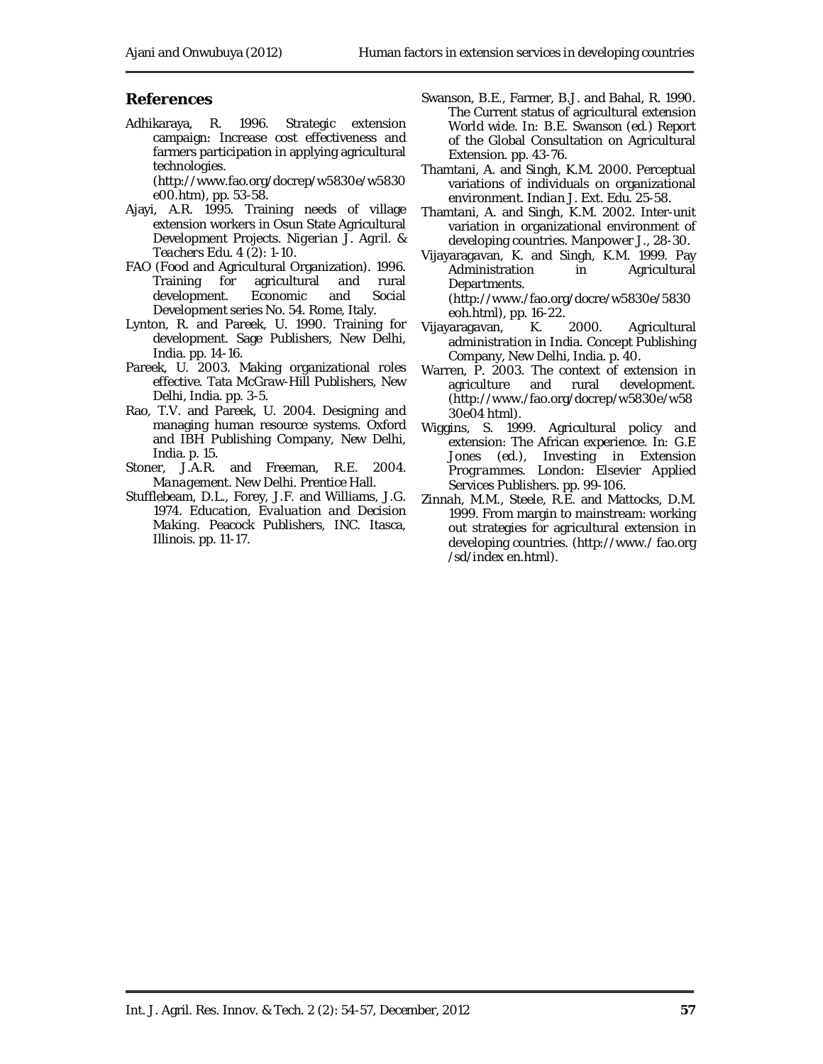## References

Adhikaraya, R. 1996. Strategic extension campaign: Increase cost effectiveness and farmers participation in applying agricultural technologies. (http://www.fao.org/docrep/w5830e/w5830e00.htm), pp. 53-58.

Ajayi, A.R. 1995. Training needs of village extension workers in Osun State Agricultural Development Projects. *Nigerian J. Agril. & Teachers Edu.* 4 (2): 1-10.

FAO (Food and Agricultural Organization). 1996. Training for agricultural and rural development. Economic and Social Development series No. 54. Rome, Italy.

Lynton, R. and Pareek, U. 1990. Training for development. Sage Publishers, New Delhi, India. pp. 14-16.

Pareek, U. 2003. Making organizational roles effective. Tata McGraw-Hill Publishers, New Delhi, India. pp. 3-5.

Rao, T.V. and Pareek, U. 2004. Designing and managing human resource systems. Oxford and IBH Publishing Company, New Delhi, India. p. 15.

Stoner, J.A.R. and Freeman, R.E. 2004. *Management*. New Delhi. Prentice Hall.

Stufflebeam, D.L., Forey, J.F. and Williams, J.G. 1974. *Education, Evaluation and Decision Making*. Peacock Publishers, INC. Itasca, Illinois. pp. 11-17.

Swanson, B.E., Farmer, B.J. and Bahal, R. 1990. The Current status of agricultural extension World wide. In: B.E. Swanson (ed.) Report of the Global Consultation on Agricultural Extension. pp. 43-76.

Thamtani, A. and Singh, K.M. 2000. Perceptual variations of individuals on organizational environment. *Indian J. Ext. Edu.* 25-58.

Thamtani, A. and Singh, K.M. 2002. Inter-unit variation in organizational environment of developing countries. *Manpower J.*, 28-30.

Vijayaragavan, K. and Singh, K.M. 1999. Pay Administration in Agricultural Departments. (http://www.fao.org/docre/w5830e/5830eoh.html), pp. 16-22.

Vijayaragavan, K. 2000. Agricultural administration in India. Concept Publishing Company, New Delhi, India. p. 40.

Warren, P. 2003. The context of extension in agriculture and rural development. (http://www.fao.org/docrep/w5830e/w5830e04 html).

Wiggins, S. 1999. Agricultural policy and extension: The African experience. In: G.E Jones (ed.), *Investing in Extension Programmes*. London: Elsevier Applied Services Publishers. pp. 99-106.

Zinnah, M.M., Steele, R.E. and Mattocks, D.M. 1999. From margin to mainstream: working out strategies for agricultural extension in developing countries. (http://www./ fao.org /sd/index en.html).